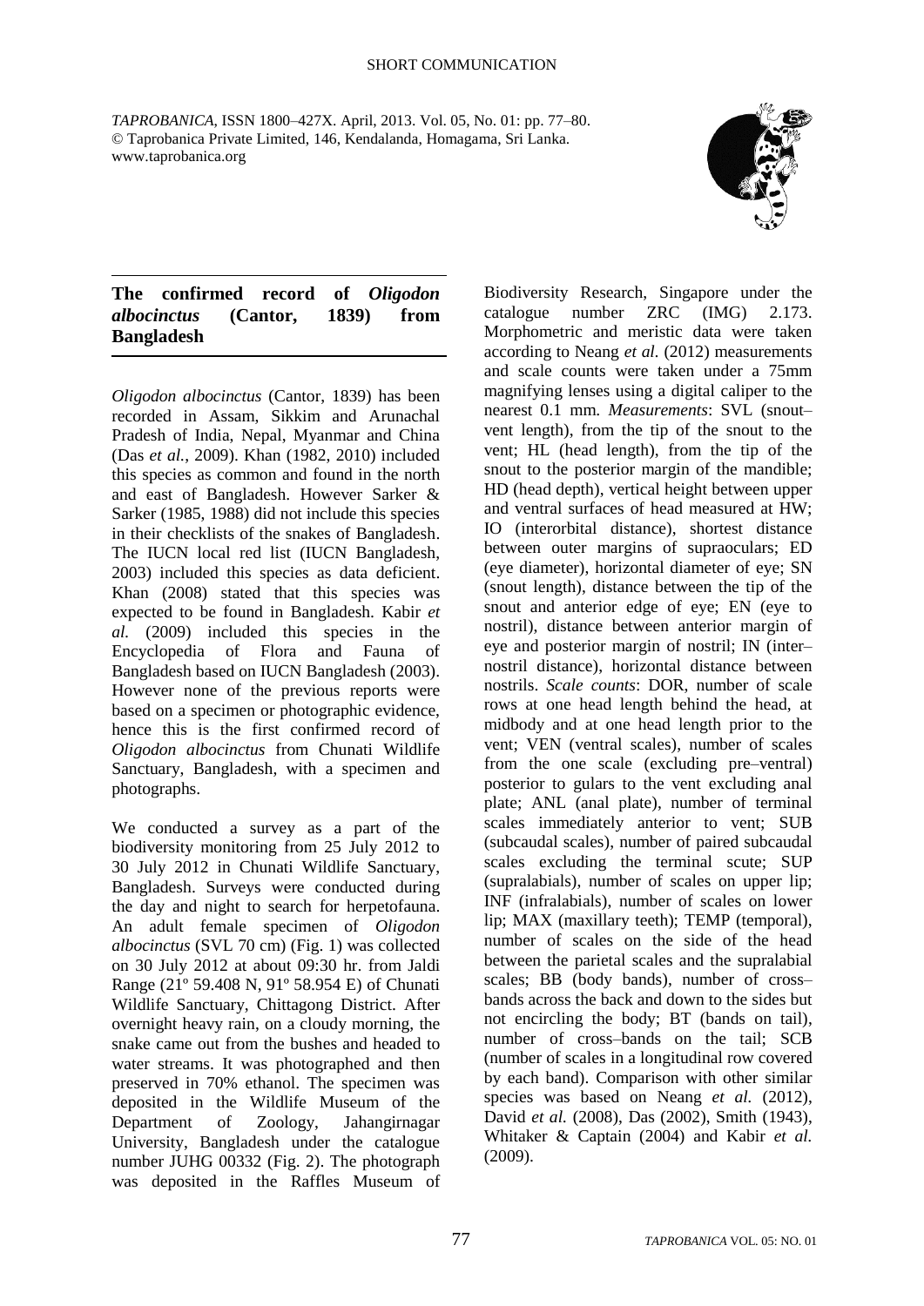SHORT COMMUNICATION

*TAPROBANICA*, ISSN 1800–427X. April, 2013. Vol. 05, No. 01: pp. 77–80.
© Taprobanica Private Limited, 146, Kendalanda, Homagama, Sri Lanka.
www.taprobanica.org

## The confirmed record of *Oligodon albocinctus* (Cantor, 1839) from Bangladesh

*Oligodon albocinctus* (Cantor, 1839) has been recorded in Assam, Sikkim and Arunachal Pradesh of India, Nepal, Myanmar and China (Das *et al.*, 2009). Khan (1982, 2010) included this species as common and found in the north and east of Bangladesh. However Sarker & Sarker (1985, 1988) did not include this species in their checklists of the snakes of Bangladesh. The IUCN local red list (IUCN Bangladesh, 2003) included this species as data deficient. Khan (2008) stated that this species was expected to be found in Bangladesh. Kabir *et al.* (2009) included this species in the Encyclopedia of Flora and Fauna of Bangladesh based on IUCN Bangladesh (2003). However none of the previous reports were based on a specimen or photographic evidence, hence this is the first confirmed record of *Oligodon albocinctus* from Chunati Wildlife Sanctuary, Bangladesh, with a specimen and photographs.

We conducted a survey as a part of the biodiversity monitoring from 25 July 2012 to 30 July 2012 in Chunati Wildlife Sanctuary, Bangladesh. Surveys were conducted during the day and night to search for herpetofauna. An adult female specimen of *Oligodon albocinctus* (SVL 70 cm) (Fig. 1) was collected on 30 July 2012 at about 09:30 hr. from Jaldi Range (21º 59.408 N, 91º 58.954 E) of Chunati Wildlife Sanctuary, Chittagong District. After overnight heavy rain, on a cloudy morning, the snake came out from the bushes and headed to water streams. It was photographed and then preserved in 70% ethanol. The specimen was deposited in the Wildlife Museum of the Department of Zoology, Jahangirnagar University, Bangladesh under the catalogue number JUHG 00332 (Fig. 2). The photograph was deposited in the Raffles Museum of Biodiversity Research, Singapore under the catalogue number ZRC (IMG) 2.173. Morphometric and meristic data were taken according to Neang *et al.* (2012) measurements and scale counts were taken under a 75mm magnifying lenses using a digital caliper to the nearest 0.1 mm. *Measurements*: SVL (snout–vent length), from the tip of the snout to the vent; HL (head length), from the tip of the snout to the posterior margin of the mandible; HD (head depth), vertical height between upper and ventral surfaces of head measured at HW; IO (interorbital distance), shortest distance between outer margins of supraoculars; ED (eye diameter), horizontal diameter of eye; SN (snout length), distance between the tip of the snout and anterior edge of eye; EN (eye to nostril), distance between anterior margin of eye and posterior margin of nostril; IN (inter–nostril distance), horizontal distance between nostrils. *Scale counts*: DOR, number of scale rows at one head length behind the head, at midbody and at one head length prior to the vent; VEN (ventral scales), number of scales from the one scale (excluding pre–ventral) posterior to gulars to the vent excluding anal plate; ANL (anal plate), number of terminal scales immediately anterior to vent; SUB (subcaudal scales), number of paired subcaudal scales excluding the terminal scute; SUP (supralabials), number of scales on upper lip; INF (infralabials), number of scales on lower lip; MAX (maxillary teeth); TEMP (temporal), number of scales on the side of the head between the parietal scales and the supralabial scales; BB (body bands), number of cross–bands across the back and down to the sides but not encircling the body; BT (bands on tail), number of cross–bands on the tail; SCB (number of scales in a longitudinal row covered by each band). Comparison with other similar species was based on Neang *et al.* (2012), David *et al.* (2008), Das (2002), Smith (1943), Whitaker & Captain (2004) and Kabir *et al.* (2009).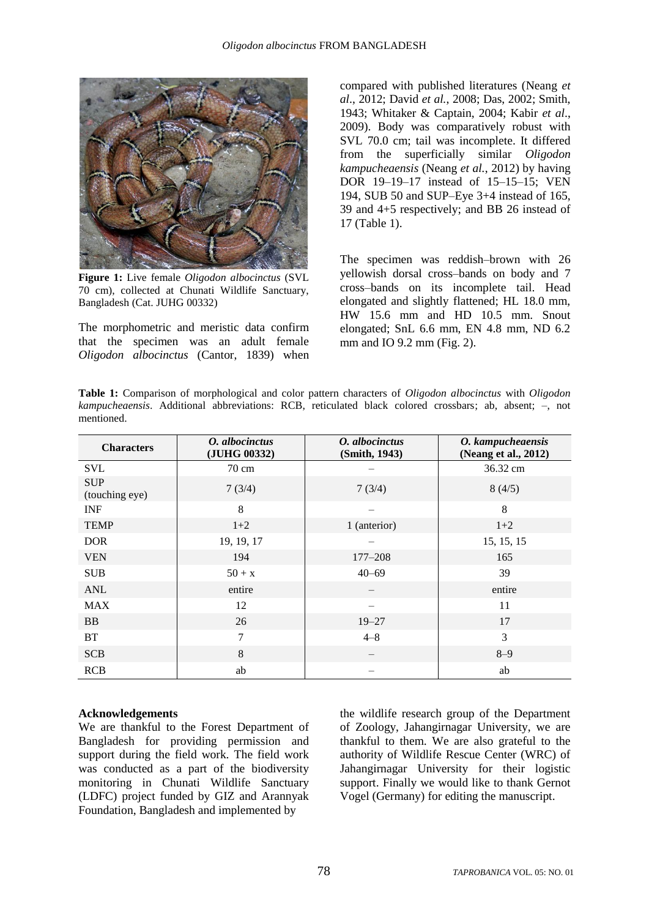Figure 1: Live female *Oligodon albocinctus* (SVL 70 cm), collected at Chunati Wildlife Sanctuary, Bangladesh (Cat. JUHG 00332)

The morphometric and meristic data confirm that the specimen was an adult female *Oligodon albocinctus* (Cantor, 1839) when compared with published literatures (Neang *et al*., 2012; David *et al.*, 2008; Das, 2002; Smith, 1943; Whitaker & Captain, 2004; Kabir *et al*., 2009). Body was comparatively robust with SVL 70.0 cm; tail was incomplete. It differed from the superficially similar *Oligodon kampucheaensis* (Neang *et al.*, 2012) by having DOR 19–19–17 instead of 15–15–15; VEN 194, SUB 50 and SUP–Eye 3+4 instead of 165, 39 and 4+5 respectively; and BB 26 instead of 17 (Table 1).

The specimen was reddish–brown with 26 yellowish dorsal cross–bands on body and 7 cross–bands on its incomplete tail. Head elongated and slightly flattened; HL 18.0 mm, HW 15.6 mm and HD 10.5 mm. Snout elongated; SnL 6.6 mm, EN 4.8 mm, ND 6.2 mm and IO 9.2 mm (Fig. 2).

**Table 1:** Comparison of morphological and color pattern characters of *Oligodon albocinctus* with *Oligodon kampucheaensis*. Additional abbreviations: RCB, reticulated black colored crossbars; ab, absent; –, not mentioned.

| Characters | *O. albocinctus* (JUHG 00332) | *O. albocinctus* (Smith, 1943) | *O. kampucheaensis* (Neang et al., 2012) |
|---|---|---|---|
| SVL | 70 cm | – | 36.32 cm |
| SUP (touching eye) | 7 (3/4) | 7 (3/4) | 8 (4/5) |
| INF | 8 | – | 8 |
| TEMP | 1+2 | 1 (anterior) | 1+2 |
| DOR | 19, 19, 17 | – | 15, 15, 15 |
| VEN | 194 | 177–208 | 165 |
| SUB | 50 + x | 40–69 | 39 |
| ANL | entire | – | entire |
| MAX | 12 | – | 11 |
| BB | 26 | 19–27 | 17 |
| BT | 7 | 4–8 | 3 |
| SCB | 8 | – | 8–9 |
| RCB | ab | – | ab |

**Acknowledgements**

We are thankful to the Forest Department of Bangladesh for providing permission and support during the field work. The field work was conducted as a part of the biodiversity monitoring in Chunati Wildlife Sanctuary (LDFC) project funded by GIZ and Arannyak Foundation, Bangladesh and implemented by the wildlife research group of the Department of Zoology, Jahangirnagar University, we are thankful to them. We are also grateful to the authority of Wildlife Rescue Center (WRC) of Jahangirnagar University for their logistic support. Finally we would like to thank Gernot Vogel (Germany) for editing the manuscript.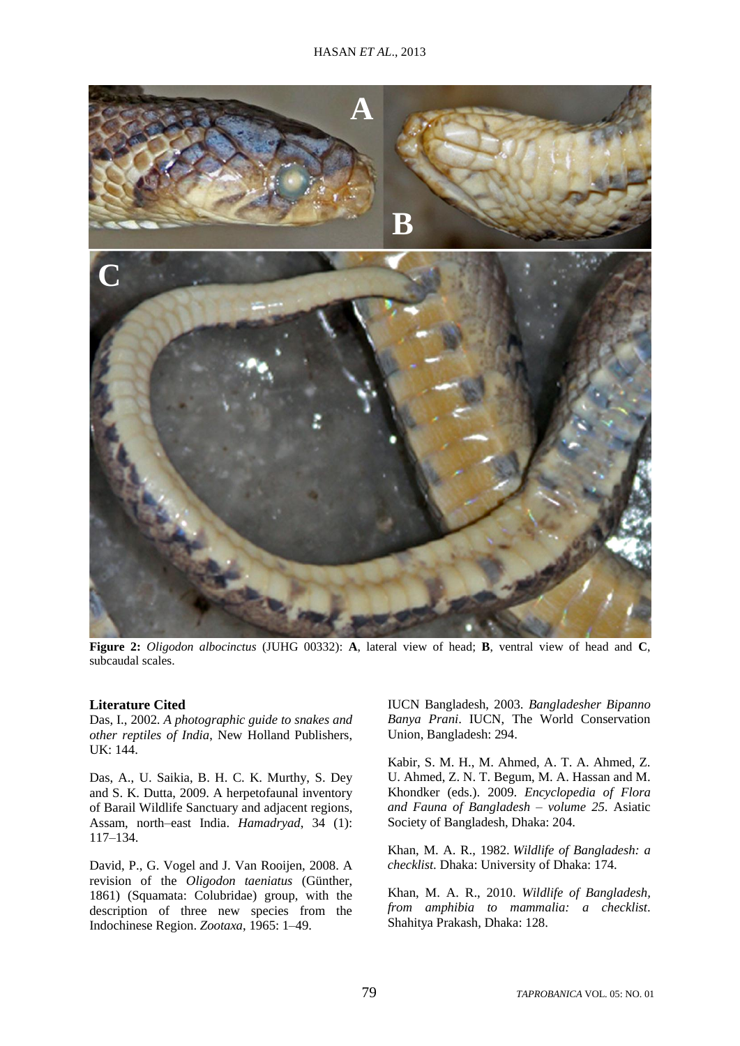**Figure 2:** *Oligodon albocinctus* (JUHG 00332): **A**, lateral view of head; **B**, ventral view of head and **C**, subcaudal scales.

## Literature Cited

Das, I., 2002. *A photographic guide to snakes and other reptiles of India*, New Holland Publishers, UK: 144.

Das, A., U. Saikia, B. H. C. K. Murthy, S. Dey and S. K. Dutta, 2009. A herpetofaunal inventory of Barail Wildlife Sanctuary and adjacent regions, Assam, north–east India. *Hamadryad*, 34 (1): 117–134.

David, P., G. Vogel and J. Van Rooijen, 2008. A revision of the *Oligodon taeniatus* (Günther, 1861) (Squamata: Colubridae) group, with the description of three new species from the Indochinese Region. *Zootaxa*, 1965: 1–49.

IUCN Bangladesh, 2003. *Bangladesher Bipanno Banya Prani*. IUCN, The World Conservation Union, Bangladesh: 294.

Kabir, S. M. H., M. Ahmed, A. T. A. Ahmed, Z. U. Ahmed, Z. N. T. Begum, M. A. Hassan and M. Khondker (eds.). 2009. *Encyclopedia of Flora and Fauna of Bangladesh – volume 25*. Asiatic Society of Bangladesh, Dhaka: 204.

Khan, M. A. R., 1982. *Wildlife of Bangladesh: a checklist*. Dhaka: University of Dhaka: 174.

Khan, M. A. R., 2010. *Wildlife of Bangladesh, from amphibia to mammalia: a checklist*. Shahitya Prakash, Dhaka: 128.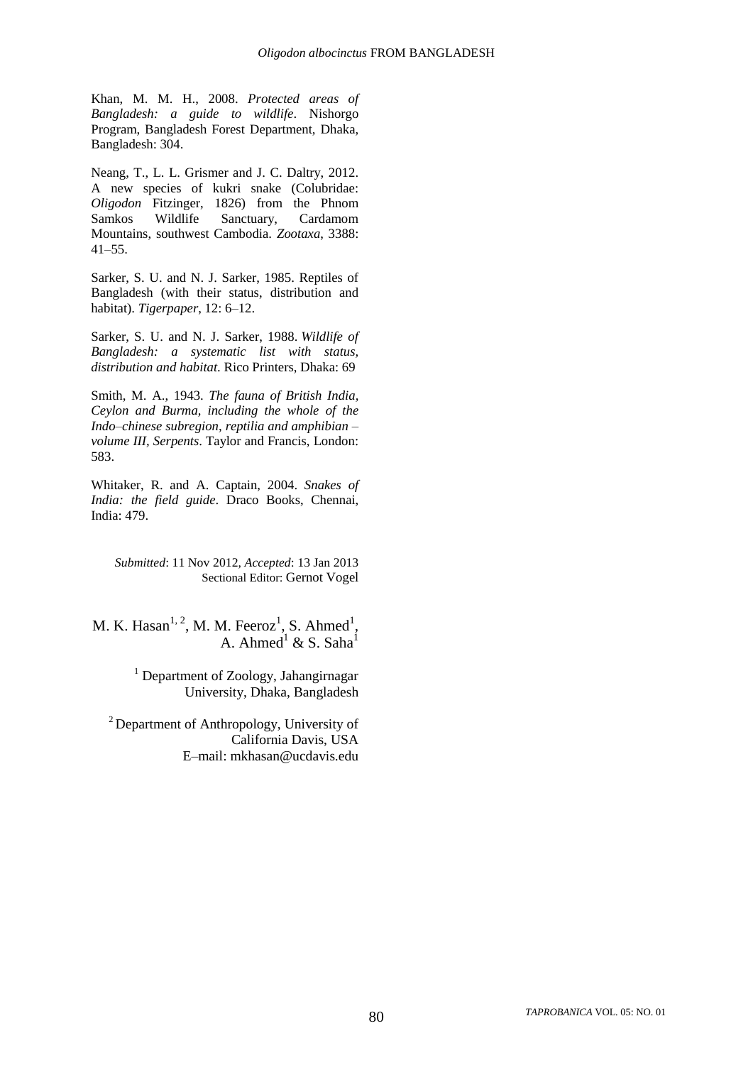Khan, M. M. H., 2008. *Protected areas of Bangladesh: a guide to wildlife*. Nishorgo Program, Bangladesh Forest Department, Dhaka, Bangladesh: 304.

Neang, T., L. L. Grismer and J. C. Daltry, 2012. A new species of kukri snake (Colubridae: *Oligodon* Fitzinger, 1826) from the Phnom Samkos Wildlife Sanctuary, Cardamom Mountains, southwest Cambodia. *Zootaxa*, 3388: 41–55.

Sarker, S. U. and N. J. Sarker, 1985. Reptiles of Bangladesh (with their status, distribution and habitat). *Tigerpaper*, 12: 6–12.

Sarker, S. U. and N. J. Sarker, 1988. *Wildlife of Bangladesh: a systematic list with status, distribution and habitat*. Rico Printers, Dhaka: 69

Smith, M. A., 1943. *The fauna of British India, Ceylon and Burma, including the whole of the Indo–chinese subregion, reptilia and amphibian – volume III, Serpents*. Taylor and Francis, London: 583.

Whitaker, R. and A. Captain, 2004. *Snakes of India: the field guide*. Draco Books, Chennai, India: 479.

*Submitted*: 11 Nov 2012, *Accepted*: 13 Jan 2013
Sectional Editor: Gernot Vogel

M. K. Hasan[1, 2], M. M. Feeroz[1], S. Ahmed[1], A. Ahmed[1] & S. Saha[1]

[1] Department of Zoology, Jahangirnagar University, Dhaka, Bangladesh

[2] Department of Anthropology, University of California Davis, USA
E–mail: mkhasan@ucdavis.edu